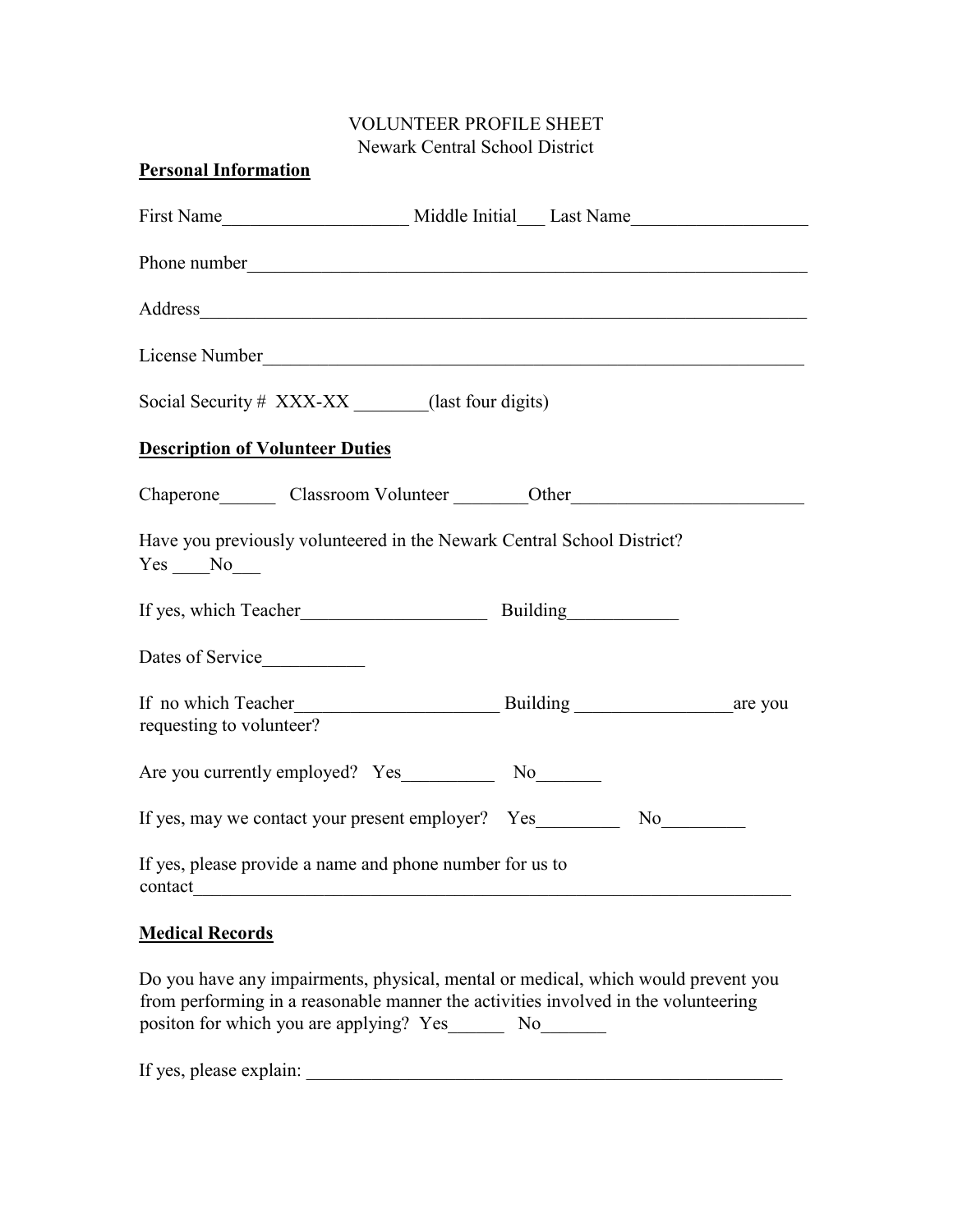VOLUNTEER PROFILE SHEET
Newark Central School District

**Personal Information**

First Name____________________ Middle Initial___ Last Name___________________

Phone number_______________________________________________________________

Address___________________________________________________________________

License Number______________________________________________________________

Social Security # XXX-XX ________(last four digits)

**Description of Volunteer Duties**

Chaperone______ Classroom Volunteer ________Other_________________________

Have you previously volunteered in the Newark Central School District?
Yes ____No___

If yes, which Teacher____________________ Building____________

Dates of Service___________

If no which Teacher______________________ Building _________________are you requesting to volunteer?

Are you currently employed? Yes__________ No_______

If yes, may we contact your present employer? Yes_________ No_________

If yes, please provide a name and phone number for us to contact_________________________________________________________________

**Medical Records**

Do you have any impairments, physical, mental or medical, which would prevent you from performing in a reasonable manner the activities involved in the volunteering positon for which you are applying? Yes______ No_______

If yes, please explain: ______________________________________________________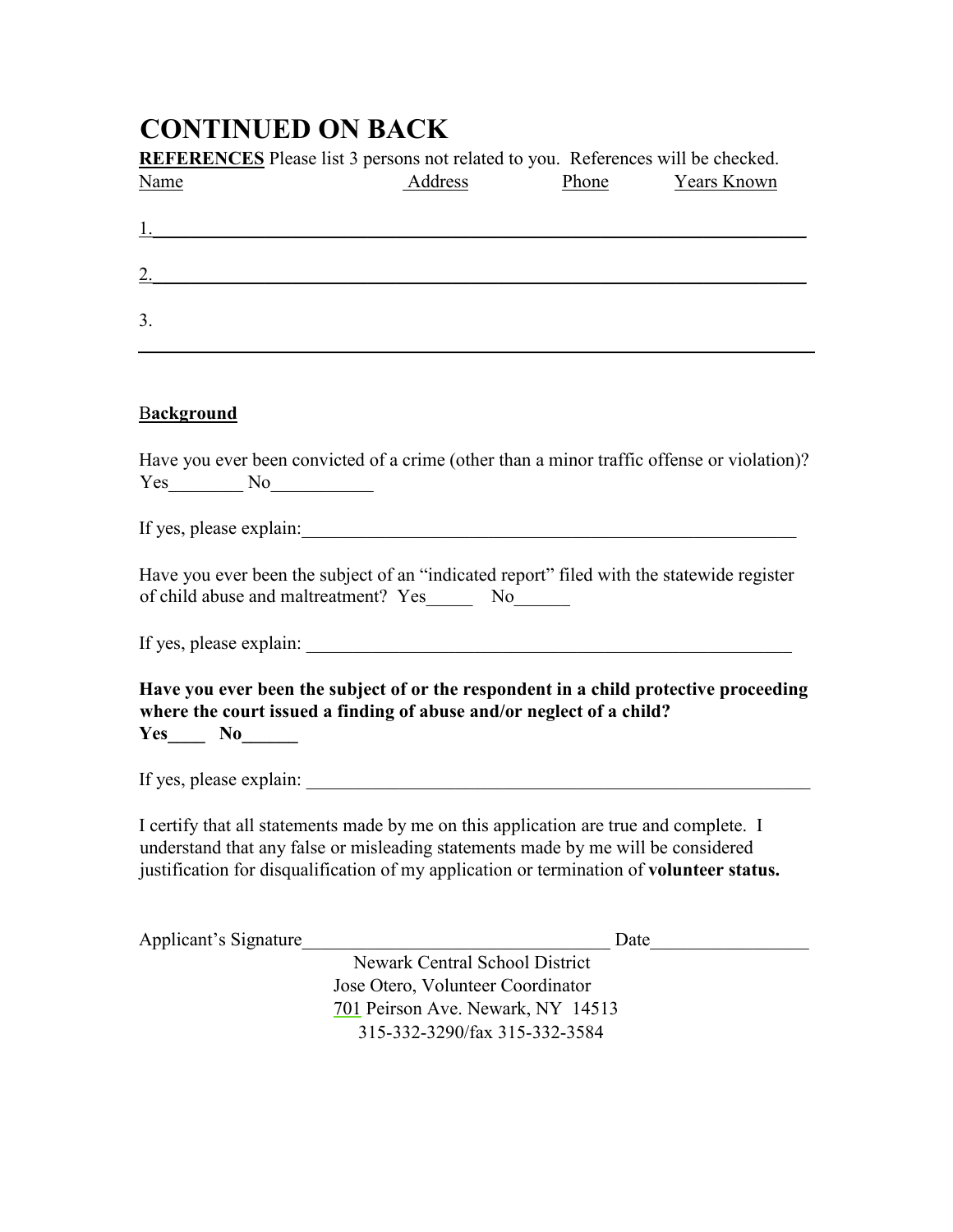# CONTINUED ON BACK

**REFERENCES** Please list 3 persons not related to you. References will be checked.

| Name | Address | Phone | Years Known |
|---|---|---|---|
| 1. | | | |
| 2. | | | |
| 3. | | | |

**Background**

Have you ever been convicted of a crime (other than a minor traffic offense or violation)?
Yes________ No___________

If yes, please explain:________________________________________________________

Have you ever been the subject of an "indicated report" filed with the statewide register of child abuse and maltreatment? Yes_____ No______

If yes, please explain: ______________________________________________________

**Have you ever been the subject of or the respondent in a child protective proceeding where the court issued a finding of abuse and/or neglect of a child?**
**Yes____ No______**

If yes, please explain: ________________________________________________________

I certify that all statements made by me on this application are true and complete. I understand that any false or misleading statements made by me will be considered justification for disqualification of my application or termination of **volunteer status.**

Applicant's Signature________________________________ Date________________

Newark Central School District
Jose Otero, Volunteer Coordinator
701 Peirson Ave. Newark, NY 14513
315-332-3290/fax 315-332-3584